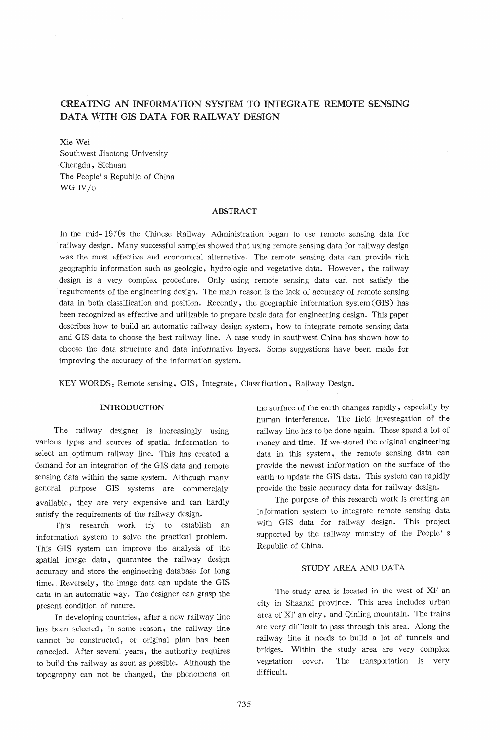# CREATING AN INFORMATION SYSTEM TO INTEGRATE REMOTE SENSING DATA WITH GIS DATA FOR RAILWAY DESIGN

Xie Wei
Southwest Jiaotong University
Chengdu, Sichuan
The People' s Republic of China
WG IV/5

## ABSTRACT

In the mid-1970s the Chinese Railway Administration began to use remote sensing data for railway design. Many successful samples showed that using remote sensing data for railway design was the most effective and economical alternative. The remote sensing data can provide rich geographic information such as geologic, hydrologic and vegetative data. However, the railway design is a very complex procedure. Only using remote sensing data can not satisfy the reguirements of the engineering design. The main reason is the lack of accuracy of remote sensing data in both classification and position. Recently, the geographic information system(GIS) has been recognized as effective and utilizable to prepare basic data for engineering design. This paper describes how to build an automatic railway design system, how to integrate remote sensing data and GIS data to choose the best railway line. A case study in southwest China has shown how to choose the data structure and data informative layers. Some suggestions have been made for improving the accuracy of the information system.

KEY WORDS: Remote sensing, GIS, Integrate, Classification, Railway Design.

## INTRODUCTION

The railway designer is increasingly using various types and sources of spatial information to select an optimum railway line. This has created a demand for an integration of the GIS data and remote sensing data within the same system. Although many general purpose GIS systems are commercialy available, they are very expensive and can hardly satisfy the requirements of the railway design.

This research work try to establish an information system to solve the practical problem. This GIS system can improve the analysis of the spatial image data, quarantee the railway design accuracy and store the engineering database for long time. Reversely, the image data can update the GIS data in an automatic way. The designer can grasp the present condition of nature.

In developing countries, after a new railway line has been selected, in some reason, the railway line cannot be constructed, or original plan has been canceled. After several years, the authority requires to build the railway as soon as possible. Although the topography can not be changed, the phenomena on the surface of the earth changes rapidly, especially by human interference. The field investegation of the railway line has to be done again. These spend a lot of money and time. If we stored the original engineering data in this system, the remote sensing data can provide the newest information on the surface of the earth to update the GIS data. This system can rapidly provide the basic accuracy data for railway design.

The purpose of this research work is creating an information system to integrate remote sensing data with GIS data for railway design. This project supported by the railway ministry of the People' s Republic of China.

## STUDY AREA AND DATA

The study area is located in the west of Xi' an city in Shaanxi province. This area includes urban area of Xi' an city, and Qinling mountain. The trains are very difficult to pass through this area. Along the railway line it needs to build a lot of tunnels and bridges. Within the study area are very complex vegetation cover. The transportation is very difficult.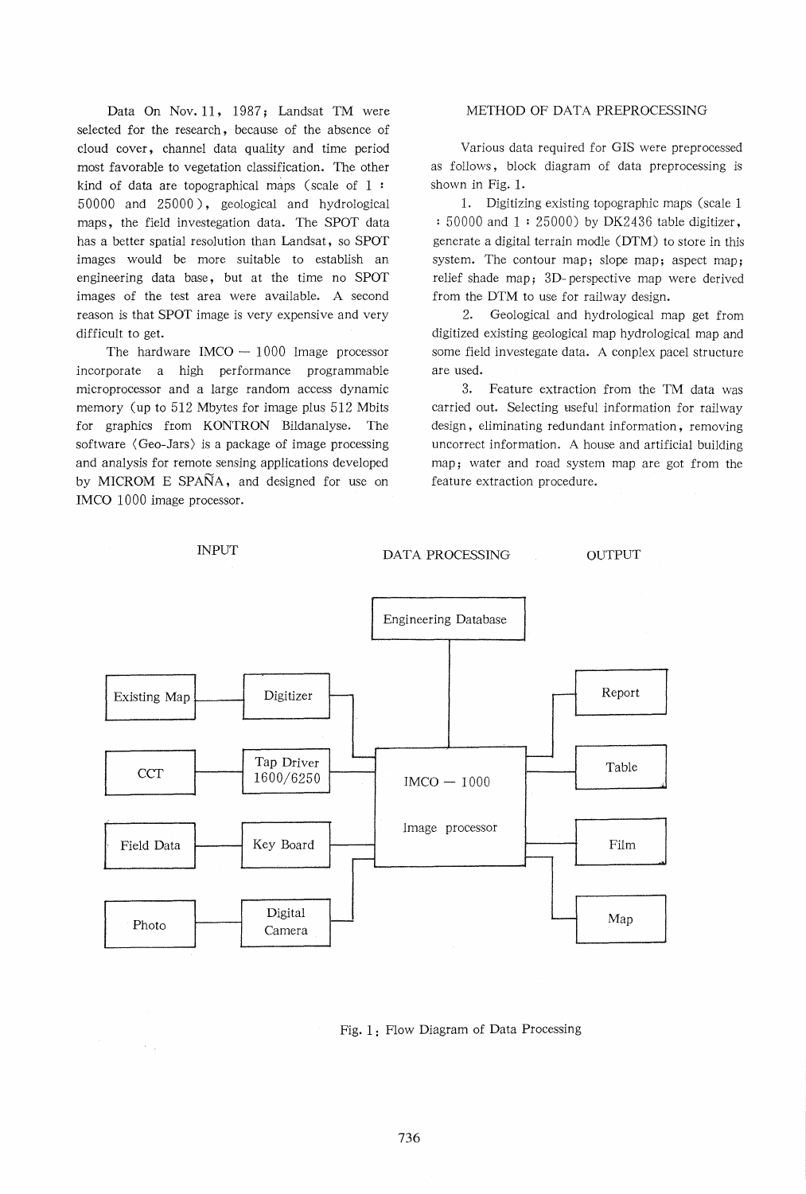Data On Nov. 11, 1987; Landsat TM were selected for the research, because of the absence of cloud cover, channel data quality and time period most favorable to vegetation classification. The other kind of data are topographical maps (scale of 1 : 50000 and 25000), geological and hydrological maps, the field investegation data. The SPOT data has a better spatial resolution than Landsat, so SPOT images would be more suitable to establish an engineering data base, but at the time no SPOT images of the test area were available. A second reason is that SPOT image is very expensive and very difficult to get.

The hardware IMCO — 1000 Image processor incorporate a high performance programmable microprocessor and a large random access dynamic memory (up to 512 Mbytes for image plus 512 Mbits for graphics from KONTRON Bildanalyse. The software 〈Geo-Jars〉 is a package of image processing and analysis for remote sensing applications developed by MICROM E SPAÑA, and designed for use on IMCO 1000 image processor.

## METHOD OF DATA PREPROCESSING

Various data required for GIS were preprocessed as follows, block diagram of data preprocessing is shown in Fig. 1.

1. Digitizing existing topographic maps (scale 1 : 50000 and 1 : 25000) by DK2436 table digitizer, generate a digital terrain modle (DTM) to store in this system. The contour map; slope map; aspect map; relief shade map; 3D-perspective map were derived from the DTM to use for railway design.

2. Geological and hydrological map get from digitized existing geological map hydrological map and some field investegate data. A conplex pacel structure are used.

3. Feature extraction from the TM data was carried out. Selecting useful information for railway design, eliminating redundant information, removing uncorrect information. A house and artificial building map; water and road system map are got from the feature extraction procedure.

INPUT — DATA PROCESSING — OUTPUT

- Existing Map → Digitizer → IMCO — 1000 Image processor
- CCT → Tap Driver 1600/6250 → IMCO — 1000 Image processor
- Field Data → Key Board → IMCO — 1000 Image processor
- Photo → Digital Camera → IMCO — 1000 Image processor
- Engineering Database ↔ IMCO — 1000 Image processor
- IMCO — 1000 Image processor → Report, Table, Film, Map

Fig. 1: Flow Diagram of Data Processing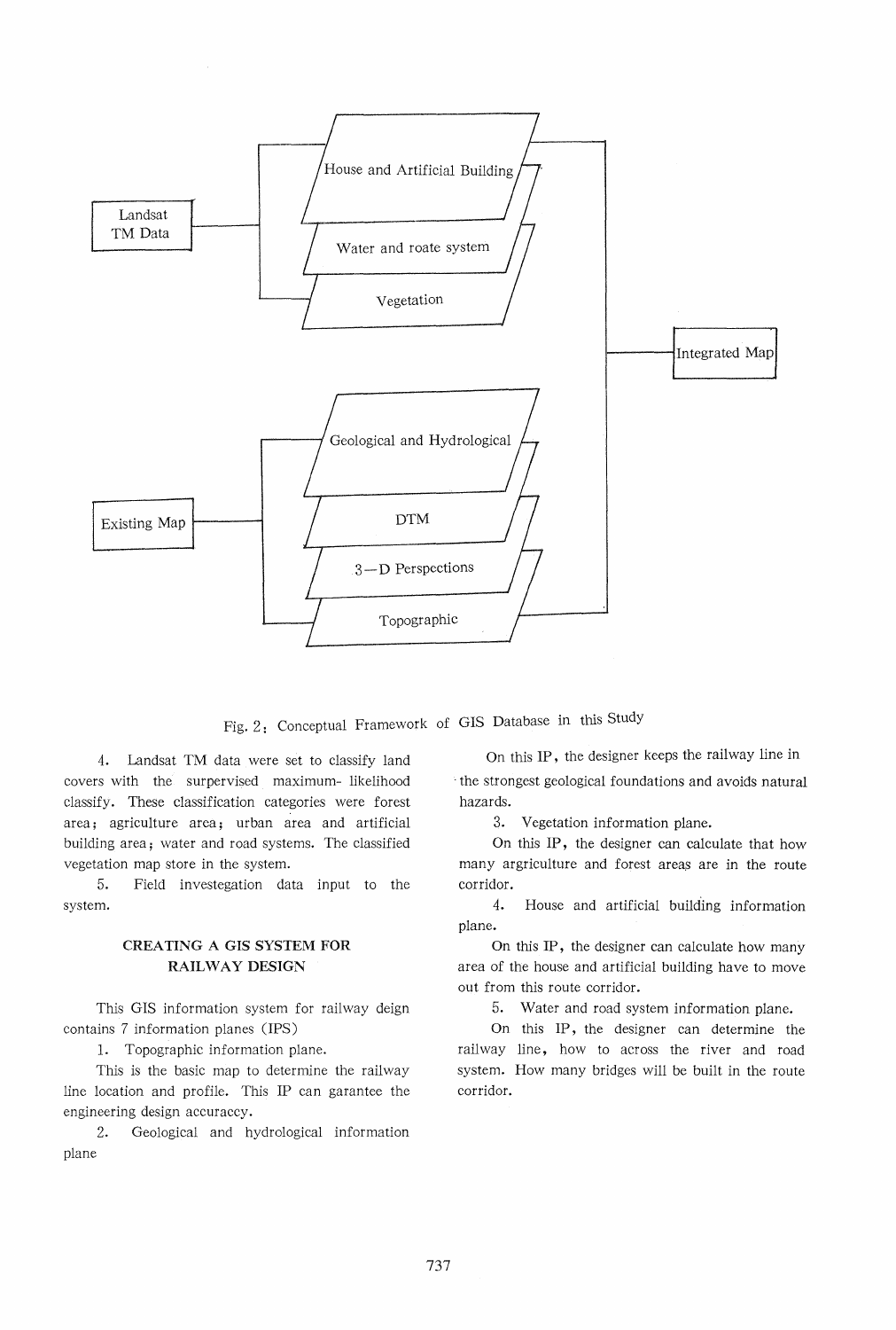Fig. 2: Conceptual Framework of GIS Database in this Study

4. Landsat TM data were set to classify land covers with the surpervised maximum- likelihood classify. These classification categories were forest area; agriculture area; urban area and artificial building area; water and road systems. The classified vegetation map store in the system.

5. Field investegation data input to the system.

### CREATING A GIS SYSTEM FOR RAILWAY DESIGN

This GIS information system for railway deign contains 7 information planes (IPS)

1. Topographic information plane.

This is the basic map to determine the railway line location and profile. This IP can garantee the engineering design accuraccy.

2. Geological and hydrological information plane

On this IP, the designer keeps the railway line in the strongest geological foundations and avoids natural hazards.

3. Vegetation information plane.

On this IP, the designer can calculate that how many argriculture and forest areas are in the route corridor.

4. House and artificial building information plane.

On this IP, the designer can calculate how many area of the house and artificial building have to move out from this route corridor.

5. Water and road system information plane.

On this IP, the designer can determine the railway line, how to across the river and road system. How many bridges will be built in the route corridor.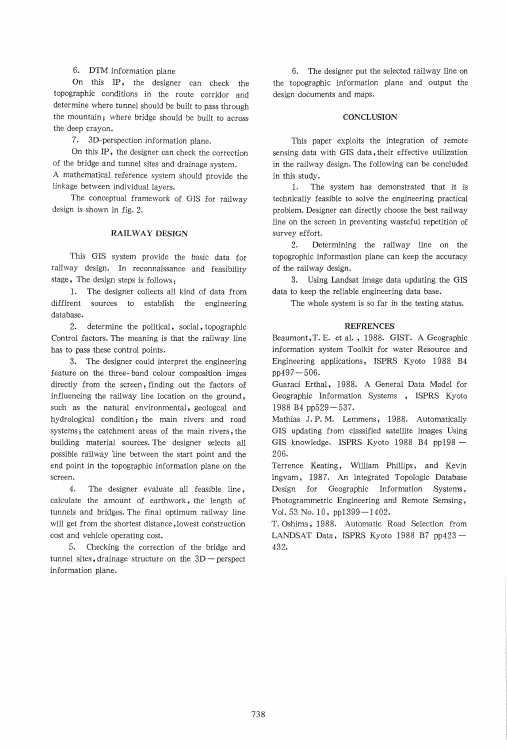6. DTM information plane

On this IP, the designer can check the topographic conditions in the route corridor and determine where tunnel should be built to pass through the mountain; where bridge should be built to across the deep crayon.

7. 3D-perspection information plane.

On this IP, the designer can check the correction of the bridge and tunnel sites and drainage system.

A mathematical reference system should provide the linkage between individual layers.

The conceptual framework of GIS for railway design is shown in fig. 2.

## RAILWAY DESIGN

This GIS system provide the basic data for railway design. In reconnaissance and feasibility stage, The design steps is follows:

1. The designer collects all kind of data from diffirent sources to establish the engineering database.

2. determine the political, social, topographic Control factors. The meaning is that the railway line has to pass these control points.

3. The designer could interpret the engineering feature on the three-band colour composition imges directly from the screen, finding out the factors of influencing the railway line location on the ground, such as the natural environmental, geologcal and hydrological condition; the main rivers and road systems; the catchment areas of the main rivers, the building material sources. The designer selects all possible railway line between the start point and the end point in the topographic information plane on the screen.

4. The designer evaluate all feasible line, calculate the amount of earthwork, the length of tunnels and bridges. The final optimum railway line will get from the shortest distance, lowest construction cost and vehicle operating cost.

5. Checking the correction of the bridge and tunnel sites, drainage structure on the 3D — perspect information plane.

6. The designer put the selected railway line on the topographic information plane and output the design documents and maps.

## CONCLUSION

This paper exploits the integration of remote sensing data with GIS data, their effective utilization in the railway design. The following can be concluded in this study.

1. The system has demonstrated that it is technically feasible to solve the engineering practical problem. Designer can directly choose the best railway line on the screen in preventing wasteful repetition of survey effort.

2. Determining the railway line on the topogrophic informastion plane can keep the accuracy of the railway design.

3. Using Landsat image data updating the GIS data to keep the reliable engineering data base.

The whole system is so far in the testing status.

## REFRENCES

Beaumont, T. E. et al., 1988. GIST. A Geographic information system Toolkit for water Resource and Engineering applications, ISPRS Kyoto 1988 B4 pp497—506.

Guaraci Erthal, 1988. A General Data Model for Geographic Information Systems, ISPRS Kyoto 1988 B4 pp529—537.

Mathias J. P. M. Lemmens, 1988. Automatically GIS updating from classified satellite Images Using GIS knowledge. ISPRS Kyoto 1988 B4 pp198 — 206.

Terrence Keating, William Phillips, and Kevin Ingvam, 1987. An Integrated Topologic Database Design for Geographic Information Systems, Photogrammetric Engineering and Remote Semsing, Vol. 53 No. 10, pp1399—1402.

T. Oshima, 1988. Automatic Road Selection from LANDSAT Data, ISPRS Kyoto 1988 B7 pp423 — 432.